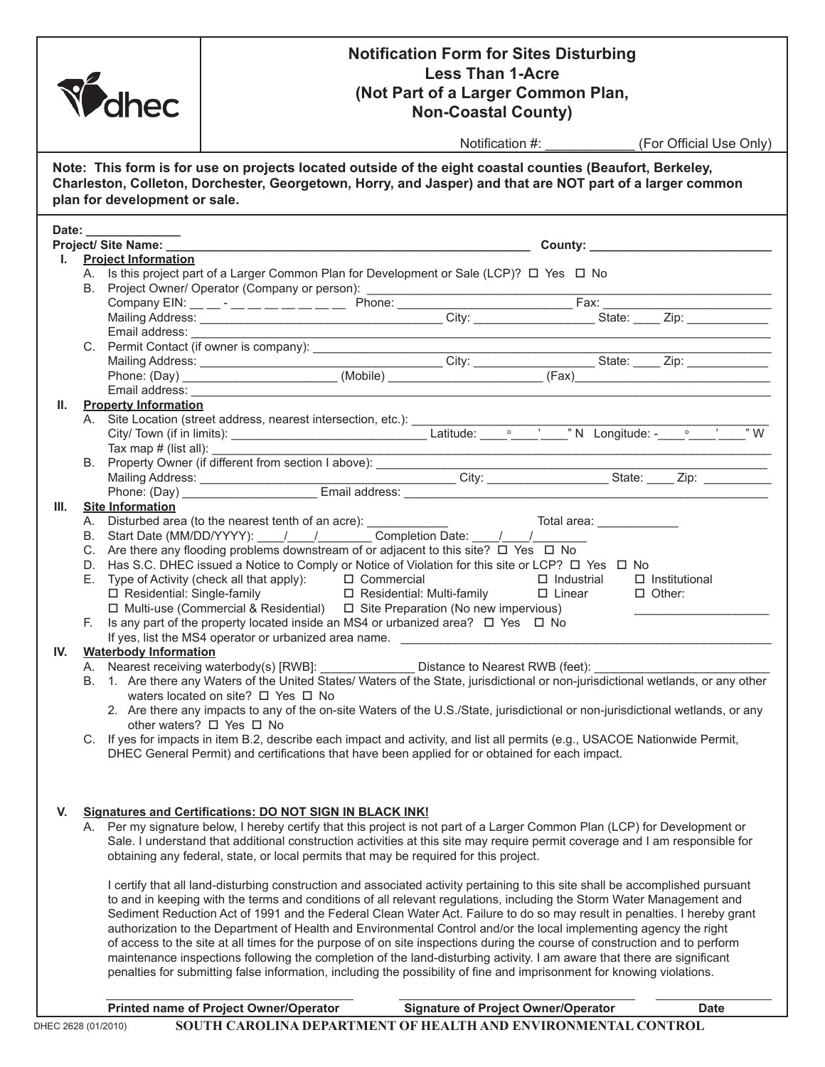dhec

# Notification Form for Sites Disturbing Less Than 1-Acre (Not Part of a Larger Common Plan, Non-Coastal County)

Notification #: ____________ (For Official Use Only)

**Note: This form is for use on projects located outside of the eight coastal counties (Beaufort, Berkeley, Charleston, Colleton, Dorchester, Georgetown, Horry, and Jasper) and that are NOT part of a larger common plan for development or sale.**

**Date:** ______________

**Project/ Site Name:** ____________________________________________________ **County:** __________________________

## I. Project Information

A. Is this project part of a Larger Common Plan for Development or Sale (LCP)? ☐ Yes ☐ No

B. Project Owner/ Operator (Company or person): ____________________________________________________________

Company EIN: __ __ - __ __ __ __ __ __ __ Phone: __________________________ Fax: __________________________

Mailing Address: ___________________________________ City: _________________ State: ____ Zip: ____________

Email address: ______________________________________________________________________________________

C. Permit Contact (if owner is company): __________________________________________________________________

Mailing Address: ___________________________________ City: _________________ State: ____ Zip: ____________

Phone: (Day) ______________________ (Mobile) ______________________ (Fax)_____________________________

Email address: ______________________________________________________________________________________

## II. Property Information

A. Site Location (street address, nearest intersection, etc.): _____________________________________________________

City/ Town (if in limits): ______________________________ Latitude: ____°____'____" N Longitude: -____°____'____" W

Tax map # (list all): ___________________________________________________________________________________

B. Property Owner (if different from section I above): _________________________________________________________

Mailing Address: ___________________________________ City: _________________ State: ____ Zip: __________

Phone: (Day) ____________________ Email address: ____________________________________________________

## III. Site Information

A. Disturbed area (to the nearest tenth of an acre): ____________ Total area: ____________

B. Start Date (MM/DD/YYYY): ____/____/________ Completion Date: ____/____/________

C. Are there any flooding problems downstream of or adjacent to this site? ☐ Yes ☐ No

D. Has S.C. DHEC issued a Notice to Comply or Notice of Violation for this site or LCP? ☐ Yes ☐ No

E. Type of Activity (check all that apply): ☐ Commercial ☐ Industrial ☐ Institutional ☐ Residential: Single-family ☐ Residential: Multi-family ☐ Linear ☐ Other: ____________________ ☐ Multi-use (Commercial & Residential) ☐ Site Preparation (No new impervious)

F. Is any part of the property located inside an MS4 or urbanized area? ☐ Yes ☐ No

If yes, list the MS4 operator or urbanized area name. ________________________________________________________

## IV. Waterbody Information

A. Nearest receiving waterbody(s) [RWB]: ______________ Distance to Nearest RWB (feet): _________________________

B. 1. Are there any Waters of the United States/ Waters of the State, jurisdictional or non-jurisdictional wetlands, or any other waters located on site? ☐ Yes ☐ No

2. Are there any impacts to any of the on-site Waters of the U.S./State, jurisdictional or non-jurisdictional wetlands, or any other waters? ☐ Yes ☐ No

C. If yes for impacts in item B.2, describe each impact and activity, and list all permits (e.g., USACOE Nationwide Permit, DHEC General Permit) and certifications that have been applied for or obtained for each impact.

## V. Signatures and Certifications: DO NOT SIGN IN BLACK INK!

A. Per my signature below, I hereby certify that this project is not part of a Larger Common Plan (LCP) for Development or Sale. I understand that additional construction activities at this site may require permit coverage and I am responsible for obtaining any federal, state, or local permits that may be required for this project.

I certify that all land-disturbing construction and associated activity pertaining to this site shall be accomplished pursuant to and in keeping with the terms and conditions of all relevant regulations, including the Storm Water Management and Sediment Reduction Act of 1991 and the Federal Clean Water Act. Failure to do so may result in penalties. I hereby grant authorization to the Department of Health and Environmental Control and/or the local implementing agency the right of access to the site at all times for the purpose of on site inspections during the course of construction and to perform maintenance inspections following the completion of the land-disturbing activity. I am aware that there are significant penalties for submitting false information, including the possibility of fine and imprisonment for knowing violations.

______________________________ ______________________________ ______________

**Printed name of Project Owner/Operator** **Signature of Project Owner/Operator** **Date**

DHEC 2628 (01/2010) **SOUTH CAROLINA DEPARTMENT OF HEALTH AND ENVIRONMENTAL CONTROL**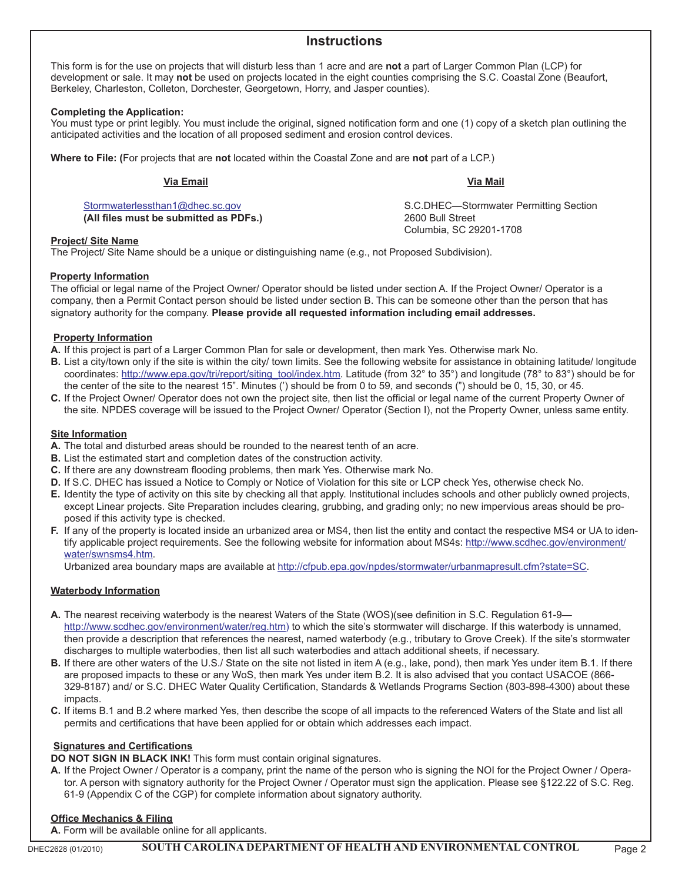# Instructions

This form is for the use on projects that will disturb less than 1 acre and are **not** a part of Larger Common Plan (LCP) for development or sale. It may **not** be used on projects located in the eight counties comprising the S.C. Coastal Zone (Beaufort, Berkeley, Charleston, Colleton, Dorchester, Georgetown, Horry, and Jasper counties).

**Completing the Application:**
You must type or print legibly. You must include the original, signed notification form and one (1) copy of a sketch plan outlining the anticipated activities and the location of all proposed sediment and erosion control devices.

**Where to File: (**For projects that are **not** located within the Coastal Zone and are **not** part of a LCP.)

**Via Email**

Stormwaterlessthan1@dhec.sc.gov
**(All files must be submitted as PDFs.)**

**Via Mail**

S.C.DHEC—Stormwater Permitting Section
2600 Bull Street
Columbia, SC 29201-1708

**Project/ Site Name**
The Project/ Site Name should be a unique or distinguishing name (e.g., not Proposed Subdivision).

**Property Information**
The official or legal name of the Project Owner/ Operator should be listed under section A. If the Project Owner/ Operator is a company, then a Permit Contact person should be listed under section B. This can be someone other than the person that has signatory authority for the company. **Please provide all requested information including email addresses.**

**Property Information**

**A.** If this project is part of a Larger Common Plan for sale or development, then mark Yes. Otherwise mark No.
**B.** List a city/town only if the site is within the city/ town limits. See the following website for assistance in obtaining latitude/ longitude coordinates: http://www.epa.gov/tri/report/siting_tool/index.htm. Latitude (from 32° to 35°) and longitude (78° to 83°) should be for the center of the site to the nearest 15". Minutes (') should be from 0 to 59, and seconds (") should be 0, 15, 30, or 45.
**C.** If the Project Owner/ Operator does not own the project site, then list the official or legal name of the current Property Owner of the site. NPDES coverage will be issued to the Project Owner/ Operator (Section I), not the Property Owner, unless same entity.

**Site Information**

**A.** The total and disturbed areas should be rounded to the nearest tenth of an acre.
**B.** List the estimated start and completion dates of the construction activity.
**C.** If there are any downstream flooding problems, then mark Yes. Otherwise mark No.
**D.** If S.C. DHEC has issued a Notice to Comply or Notice of Violation for this site or LCP check Yes, otherwise check No.
**E.** Identity the type of activity on this site by checking all that apply. Institutional includes schools and other publicly owned projects, except Linear projects. Site Preparation includes clearing, grubbing, and grading only; no new impervious areas should be proposed if this activity type is checked.
**F.** If any of the property is located inside an urbanized area or MS4, then list the entity and contact the respective MS4 or UA to identify applicable project requirements. See the following website for information about MS4s: http://www.scdhec.gov/environment/water/swnsms4.htm.
Urbanized area boundary maps are available at http://cfpub.epa.gov/npdes/stormwater/urbanmapresult.cfm?state=SC.

**Waterbody Information**

**A.** The nearest receiving waterbody is the nearest Waters of the State (WOS)(see definition in S.C. Regulation 61-9—http://www.scdhec.gov/environment/water/reg.htm) to which the site's stormwater will discharge. If this waterbody is unnamed, then provide a description that references the nearest, named waterbody (e.g., tributary to Grove Creek). If the site's stormwater discharges to multiple waterbodies, then list all such waterbodies and attach additional sheets, if necessary.
**B.** If there are other waters of the U.S./ State on the site not listed in item A (e.g., lake, pond), then mark Yes under item B.1. If there are proposed impacts to these or any WoS, then mark Yes under item B.2. It is also advised that you contact USACOE (866-329-8187) and/ or S.C. DHEC Water Quality Certification, Standards & Wetlands Programs Section (803-898-4300) about these impacts.
**C.** If items B.1 and B.2 where marked Yes, then describe the scope of all impacts to the referenced Waters of the State and list all permits and certifications that have been applied for or obtain which addresses each impact.

**Signatures and Certifications**
**DO NOT SIGN IN BLACK INK!** This form must contain original signatures.

**A.** If the Project Owner / Operator is a company, print the name of the person who is signing the NOI for the Project Owner / Operator. A person with signatory authority for the Project Owner / Operator must sign the application. Please see §122.22 of S.C. Reg. 61-9 (Appendix C of the CGP) for complete information about signatory authority.

**Office Mechanics & Filing**
**A.** Form will be available online for all applicants.

DHEC2628 (01/2010) SOUTH CAROLINA DEPARTMENT OF HEALTH AND ENVIRONMENTAL CONTROL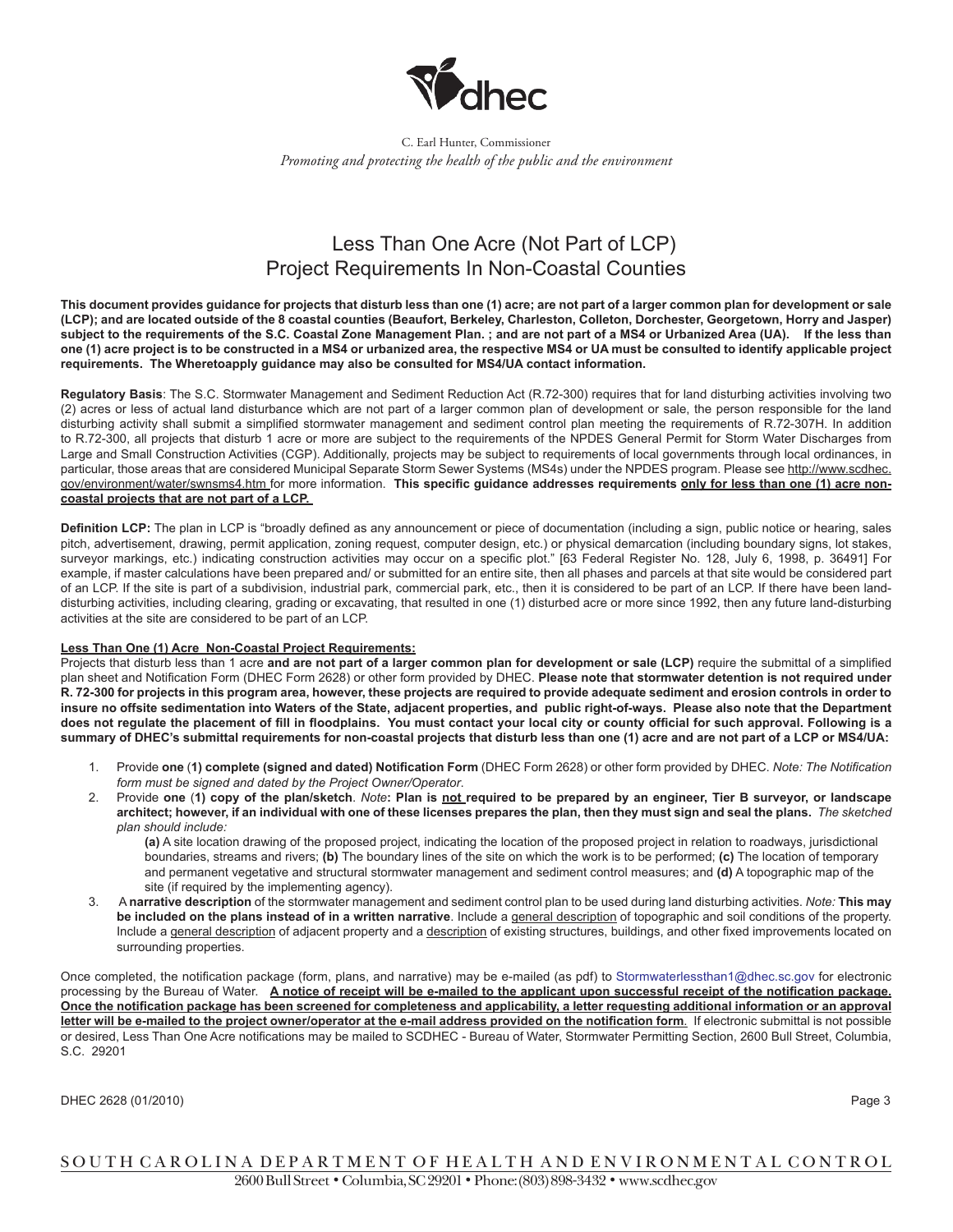C. Earl Hunter, Commissioner

*Promoting and protecting the health of the public and the environment*

# Less Than One Acre (Not Part of LCP) Project Requirements In Non-Coastal Counties

**This document provides guidance for projects that disturb less than one (1) acre; are not part of a larger common plan for development or sale (LCP); and are located outside of the 8 coastal counties (Beaufort, Berkeley, Charleston, Colleton, Dorchester, Georgetown, Horry and Jasper) subject to the requirements of the S.C. Coastal Zone Management Plan. ; and are not part of a MS4 or Urbanized Area (UA). If the less than one (1) acre project is to be constructed in a MS4 or urbanized area, the respective MS4 or UA must be consulted to identify applicable project requirements. The Wheretoapply guidance may also be consulted for MS4/UA contact information.**

**Regulatory Basis**: The S.C. Stormwater Management and Sediment Reduction Act (R.72-300) requires that for land disturbing activities involving two (2) acres or less of actual land disturbance which are not part of a larger common plan of development or sale, the person responsible for the land disturbing activity shall submit a simplified stormwater management and sediment control plan meeting the requirements of R.72-307H. In addition to R.72-300, all projects that disturb 1 acre or more are subject to the requirements of the NPDES General Permit for Storm Water Discharges from Large and Small Construction Activities (CGP). Additionally, projects may be subject to requirements of local governments through local ordinances, in particular, those areas that are considered Municipal Separate Storm Sewer Systems (MS4s) under the NPDES program. Please see http://www.scdhec.gov/environment/water/swnsms4.htm for more information. **This specific guidance addresses requirements only for less than one (1) acre non-coastal projects that are not part of a LCP.**

**Definition LCP:** The plan in LCP is "broadly defined as any announcement or piece of documentation (including a sign, public notice or hearing, sales pitch, advertisement, drawing, permit application, zoning request, computer design, etc.) or physical demarcation (including boundary signs, lot stakes, surveyor markings, etc.) indicating construction activities may occur on a specific plot." [63 Federal Register No. 128, July 6, 1998, p. 36491] For example, if master calculations have been prepared and/ or submitted for an entire site, then all phases and parcels at that site would be considered part of an LCP. If the site is part of a subdivision, industrial park, commercial park, etc., then it is considered to be part of an LCP. If there have been land-disturbing activities, including clearing, grading or excavating, that resulted in one (1) disturbed acre or more since 1992, then any future land-disturbing activities at the site are considered to be part of an LCP.

**Less Than One (1) Acre Non-Coastal Project Requirements:**

Projects that disturb less than 1 acre **and are not part of a larger common plan for development or sale (LCP)** require the submittal of a simplified plan sheet and Notification Form (DHEC Form 2628) or other form provided by DHEC. **Please note that stormwater detention is not required under R. 72-300 for projects in this program area, however, these projects are required to provide adequate sediment and erosion controls in order to insure no offsite sedimentation into Waters of the State, adjacent properties, and public right-of-ways. Please also note that the Department does not regulate the placement of fill in floodplains. You must contact your local city or county official for such approval. Following is a summary of DHEC's submittal requirements for non-coastal projects that disturb less than one (1) acre and are not part of a LCP or MS4/UA:**

1. Provide **one (1) complete (signed and dated) Notification Form** (DHEC Form 2628) or other form provided by DHEC. *Note: The Notification form must be signed and dated by the Project Owner/Operator*.
2. Provide **one (1) copy of the plan/sketch**. *Note*: **Plan is not required to be prepared by an engineer, Tier B surveyor, or landscape architect; however, if an individual with one of these licenses prepares the plan, then they must sign and seal the plans.** *The sketched plan should include:*

   **(a)** A site location drawing of the proposed project, indicating the location of the proposed project in relation to roadways, jurisdictional boundaries, streams and rivers; **(b)** The boundary lines of the site on which the work is to be performed; **(c)** The location of temporary and permanent vegetative and structural stormwater management and sediment control measures; and **(d)** A topographic map of the site (if required by the implementing agency).
3. A **narrative description** of the stormwater management and sediment control plan to be used during land disturbing activities. *Note:* **This may be included on the plans instead of in a written narrative**. Include a general description of topographic and soil conditions of the property. Include a general description of adjacent property and a description of existing structures, buildings, and other fixed improvements located on surrounding properties.

Once completed, the notification package (form, plans, and narrative) may be e-mailed (as pdf) to Stormwaterlessthan1@dhec.sc.gov for electronic processing by the Bureau of Water. **A notice of receipt will be e-mailed to the applicant upon successful receipt of the notification package. Once the notification package has been screened for completeness and applicability, a letter requesting additional information or an approval letter will be e-mailed to the project owner/operator at the e-mail address provided on the notification form**. If electronic submittal is not possible or desired, Less Than One Acre notifications may be mailed to SCDHEC - Bureau of Water, Stormwater Permitting Section, 2600 Bull Street, Columbia, S.C. 29201

DHEC 2628 (01/2010)

SOUTH CAROLINA DEPARTMENT OF HEALTH AND ENVIRONMENTAL CONTROL

2600 Bull Street • Columbia, SC 29201 • Phone: (803) 898-3432 • www.scdhec.gov